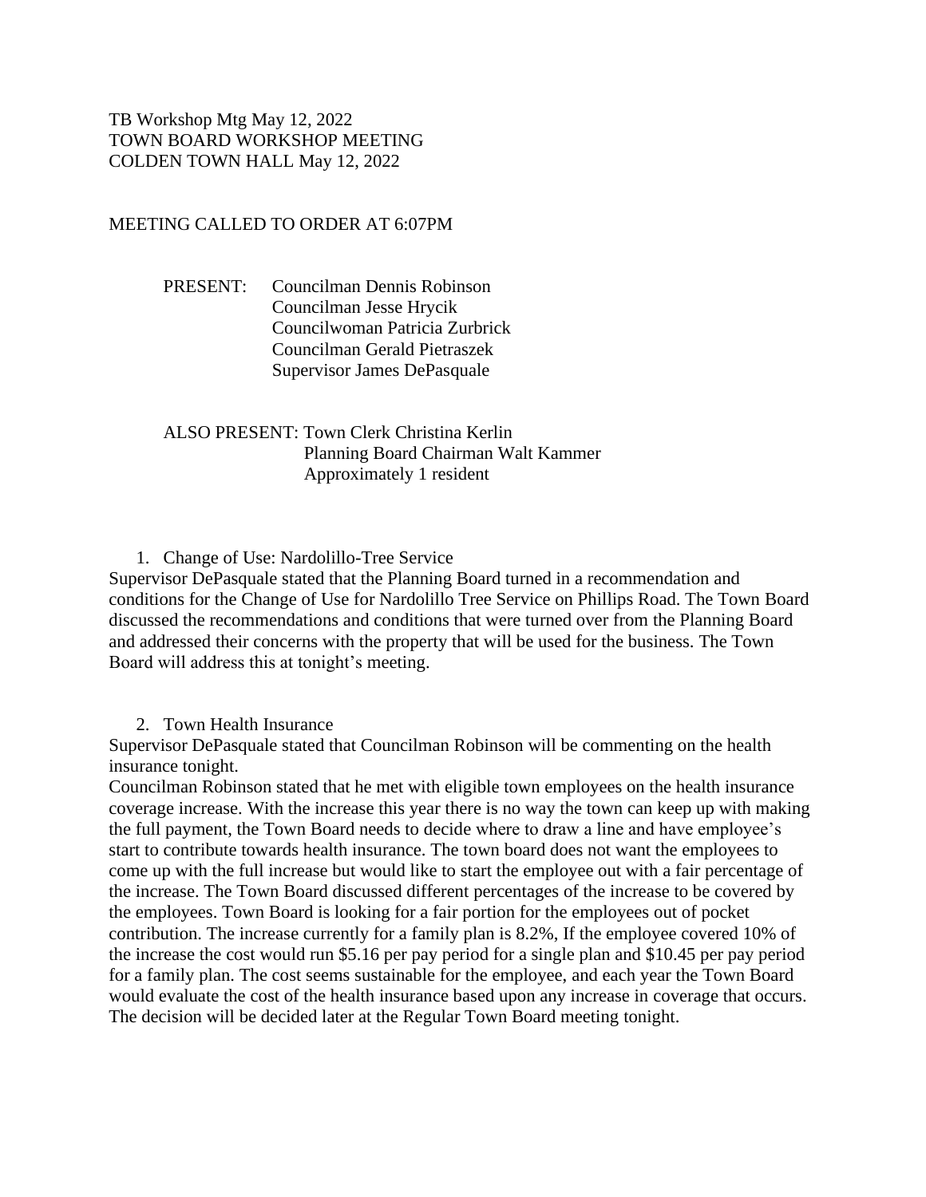TB Workshop Mtg May 12, 2022
TOWN BOARD WORKSHOP MEETING
COLDEN TOWN HALL May 12, 2022

MEETING CALLED TO ORDER AT 6:07PM

PRESENT: Councilman Dennis Robinson
Councilman Jesse Hrycik
Councilwoman Patricia Zurbrick
Councilman Gerald Pietraszek
Supervisor James DePasquale

ALSO PRESENT: Town Clerk Christina Kerlin
Planning Board Chairman Walt Kammer
Approximately 1 resident

1. Change of Use: Nardolillo-Tree Service

Supervisor DePasquale stated that the Planning Board turned in a recommendation and conditions for the Change of Use for Nardolillo Tree Service on Phillips Road. The Town Board discussed the recommendations and conditions that were turned over from the Planning Board and addressed their concerns with the property that will be used for the business. The Town Board will address this at tonight's meeting.

2. Town Health Insurance

Supervisor DePasquale stated that Councilman Robinson will be commenting on the health insurance tonight.

Councilman Robinson stated that he met with eligible town employees on the health insurance coverage increase. With the increase this year there is no way the town can keep up with making the full payment, the Town Board needs to decide where to draw a line and have employee's start to contribute towards health insurance. The town board does not want the employees to come up with the full increase but would like to start the employee out with a fair percentage of the increase. The Town Board discussed different percentages of the increase to be covered by the employees. Town Board is looking for a fair portion for the employees out of pocket contribution. The increase currently for a family plan is 8.2%, If the employee covered 10% of the increase the cost would run $5.16 per pay period for a single plan and $10.45 per pay period for a family plan. The cost seems sustainable for the employee, and each year the Town Board would evaluate the cost of the health insurance based upon any increase in coverage that occurs. The decision will be decided later at the Regular Town Board meeting tonight.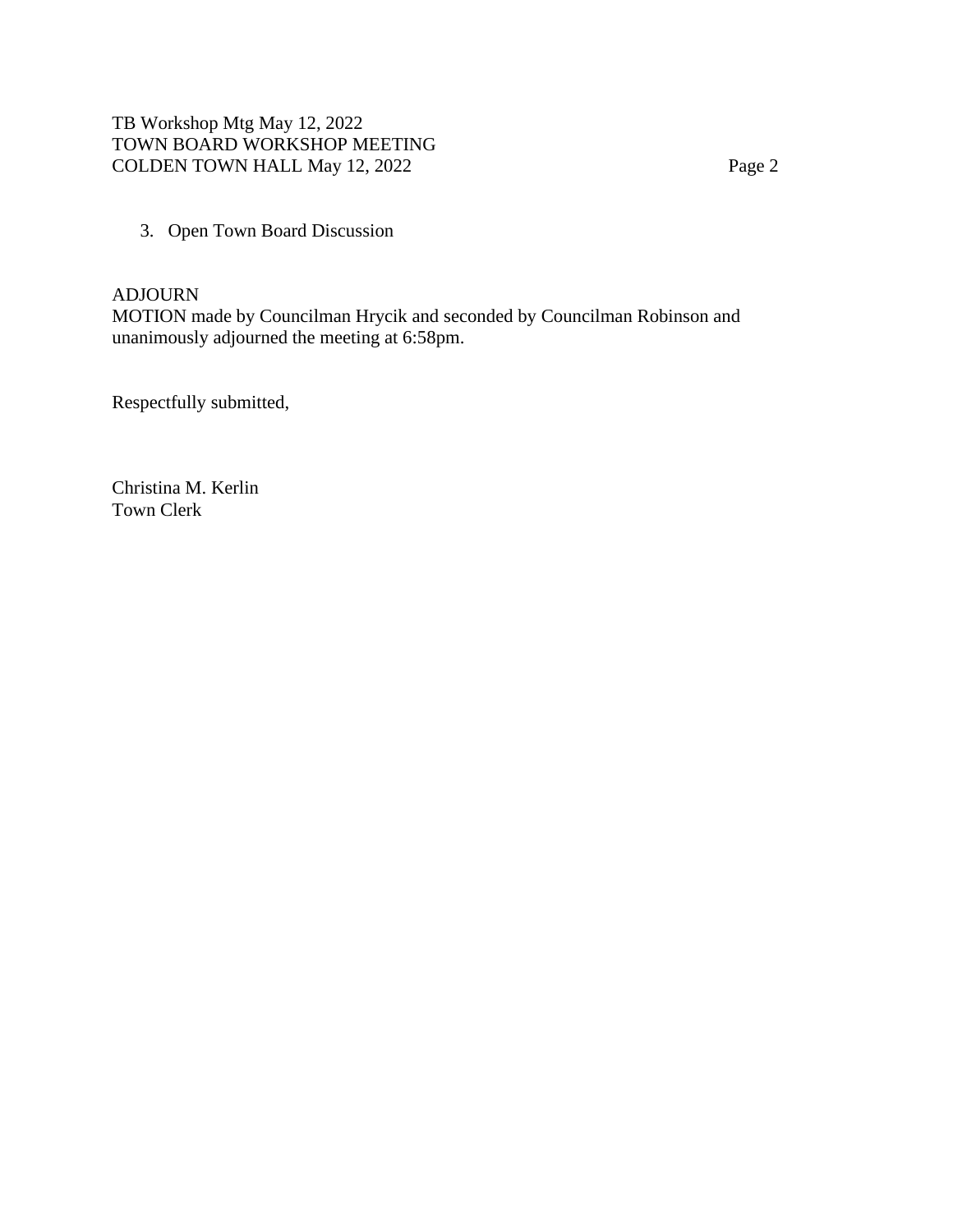3. Open Town Board Discussion

ADJOURN
MOTION made by Councilman Hrycik and seconded by Councilman Robinson and unanimously adjourned the meeting at 6:58pm.

Respectfully submitted,

Christina M. Kerlin
Town Clerk